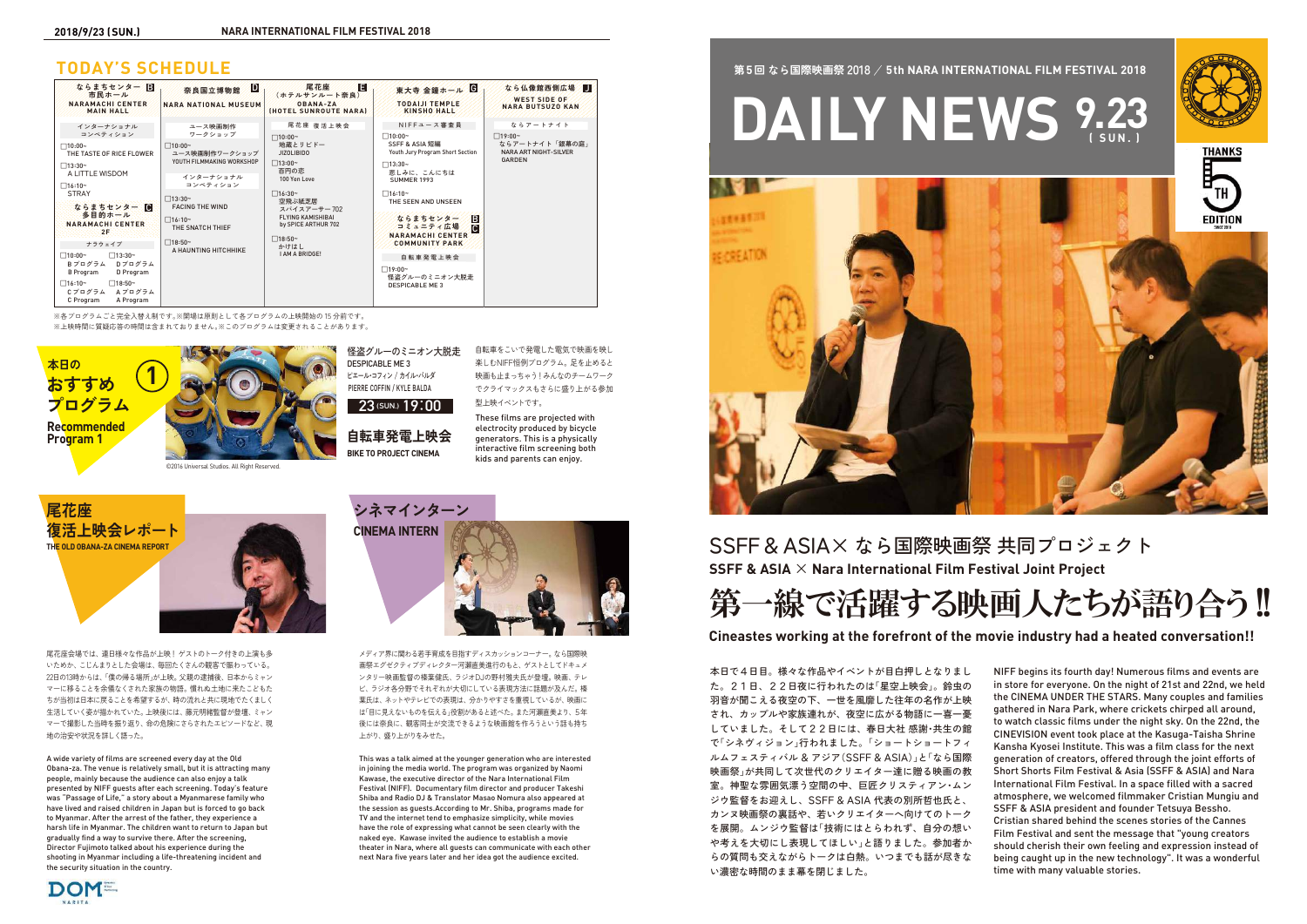# TODAY'S SCHEDULE

| ならまちセンター B 市民ホール NARAMACHI CENTER MAIN HALL | 奈良国立博物館 D NARA NATIONAL MUSEUM | 尾花座 E（ホテルサンルート奈良）OBANA-ZA (HOTEL SUNROUTE NARA) | 東大寺 金鐘ホール G TODAIJI TEMPLE KINSHO HALL | なら仏像館西側広場 J WEST SIDE OF NARA BUTSUZO KAN |
|---|---|---|---|---|
| インターナショナルコンペティション<br>□10:00~ THE TASTE OF RICE FLOWER<br>□13:30~ A LITTLE WISDOM<br>□16:10~ STRAY<br><br>ならまちセンター C 多目的ホール NARAMACHI CENTER 2F<br>ナラウェイブ<br>□10:00~ Bプログラム B Program<br>□13:30~ Dプログラム D Program<br>□16:10~ Cプログラム C Program<br>□18:50~ Aプログラム A Program | ユース映画制作ワークショップ<br>□10:00~ ユース映画制作ワークショップ YOUTH FILMMAKING WORKSHOP<br><br>インターナショナルコンペティション<br>□13:30~ FACING THE WIND<br>□16:10~ THE SNATCH THIEF<br>□18:50~ A HAUNTING HITCHHIKE | 尾花座 復活上映会<br>□10:00~ 地蔵とリビドー JIZOLIBIDO<br>□13:00~ 百円の恋 100 Yen Love<br>□16:30~ 空飛ぶ紙芝居 スパイスアーサー702 FLYING KAMISHIBAI by SPICE ARTHUR 702<br>□18:50~ かけはし I AM A BRIDGE! | NIFFユース審査員<br>□10:00~ SSFF & ASIA短編 Youth Jury Program Short Section<br>□13:30~ 悲しみに、こんにちは SUMMER 1993<br>□16:10~ THE SEEN AND UNSEEN<br><br>ならまちセンター B C コミュニティ広場 NARAMACHI CENTER COMMUNITY PARK<br>自転車発電上映会<br>□19:00~ 怪盗グルーのミニオン大脱走 DESPICABLE ME 3 | ならアートナイト<br>□19:00~ ならアートナイト「銀幕の庭」 NARA ART NIGHT-SILVER GARDEN |

※各プログラムごと完全入替制です。※開場は原則として各プログラムの上映開始の15分前です。
※上映時間に質疑応答の時間は含まれておりません。※このプログラムは変更されることがあります。

## 本日のおすすめプログラム ① Recommended Program 1

怪盗グルーのミニオン大脱走
DESPICABLE ME 3
ピエール・コフィン / カイル・バルダ
PIERRE COFFIN / KYLE BALDA

23 (SUN.) 19:00

**自転車発電上映会**
BIKE TO PROJECT CINEMA

自転車をこいで発電した電気で映画を映し楽しむNIFF恒例プログラム。足を止めると映画も止まっちゃう！みんなのチームワークでクライマックスもさらに盛り上がる参加型上映イベントです。

These films are projected with electrocity produced by bicycle generators. This is a physically interactive film screening both kids and parents can enjoy.

©2016 Universal Studios. All Right Reserved.

## 尾花座 復活上映会レポート THE OLD OBANA-ZA CINEMA REPORT

尾花座会場では、連日様々な作品が上映！ゲストのトーク付きの上演も多いためか、こじんまりとした会場は、毎回たくさんの観客で賑わっている。22日の13時からは、「僕の帰る場所」が上映。父親の逮捕後、日本からミャンマーに移ることを余儀なくされた家族の物語。慣れぬ土地に来たこどもたちが当初は日本に戻ることを希望するが、時の流れと共に現地でたくましく生活していく姿が描かれていた。上映後には、藤元明緒監督が登壇、ミャンマーで撮影した当時を振り返り、命の危険にさらされたエピソードなど、現地の治安や状況を詳しく語った。

A wide variety of films are screened every day at the Old Obana-za. The venue is relatively small, but it is attracting many people, mainly because the audience can also enjoy a talk presented by NIFF guests after each screening. Today's feature was "Passage of Life," a story about a Myanmarese family who have lived and raised children in Japan but is forced to go back to Myanmar. After the arrest of the father, they experience a harsh life in Myanmar. The children want to return to Japan but gradually find a way to survive there. After the screening, Director Fujimoto talked about his experience during the shooting in Myanmar including a life-threatening incident and the security situation in the country.

## シネマインターン CINEMA INTERN

メディア界に関わる若手育成を目指すディスカッションコーナー。なら国際映画祭エグゼクティブディレクター河瀬直美進行のもと、ゲストとしてドキュメンタリー映画監督の椿業健氏、ラジオDJの野村雅夫氏が登壇。映画、テレビ、ラジオ各分野でそれぞれが大切にしている表現方法に話題が及んだ。椿業氏は、ネットやテレビでの表現は、分かりやすさを重視しているが、映画には「目に見えないものを伝える」役割があると述べた。また河瀬直美より、5年後には奈良に、観客同士が交流できるような映画館を作ろうという話も持ち上がり、盛り上がりをみせた。

This was a talk aimed at the younger generation who are interested in joining the media world. The program was organized by Naomi Kawase, the executive director of the Nara International Film Festival (NIFF). Documentary film director and producer Takeshi Shiba and Radio DJ & Translator Masao Nomura also appeared at the session as guests.According to Mr. Shiba, programs made for TV and the internet tend to emphasize simplicity, while movies have the role of expressing what cannot be seen clearly with the naked eye. Kawase invited the audience to establish a movie theater in Nara, where all guests can communicate with each other next Nara five years later and her idea got the audience excited.

第5回 なら国際映画祭 2018 ／ 5th NARA INTERNATIONAL FILM FESTIVAL 2018

# DAILY NEWS 9.23 (SUN.)

THANKS 5TH EDITION

## SSFF & ASIA× なら国際映画祭 共同プロジェクト
**SSFF & ASIA × Nara International Film Festival Joint Project**

# 第一線で活躍する映画人たちが語り合う!!

**Cineastes working at the forefront of the movie industry had a heated conversation!!**

本日で4日目。様々な作品やイベントが目白押しとなりました。21日、22日夜に行われたのは「星空上映会」。鈴虫の羽音が聞こえる夜空の下、一世を風靡した往年の名作が上映され、カップルや家族連れが、夜空に広がる物語に一喜一憂していました。そして22日には、春日大社 感謝・共生の館で「シネヴィジョン」行われました。「ショートショートフィルムフェスティバル & アジア（SSFF & ASIA）」と「なら国際映画祭」が共同して次世代のクリエイター達に贈る映画の教室。神聖な雰囲気漂う空間の中、巨匠クリスティアン・ムンジウ監督をお迎えし、SSFF & ASIA 代表の別所哲也氏と、カンヌ映画祭の裏話や、若いクリエイターへ向けてのトークを展開。ムンジウ監督は「技術にはとらわれず、自分の想いや考えを大切にし表現してほしい」と語りました。参加者からの質問も交えながらトークは白熱。いつまでも話が尽きない濃密な時間のまま幕を閉じました。

NIFF begins its fourth day! Numerous films and events are in store for everyone. On the night of 21st and 22nd, we held the CINEMA UNDER THE STARS. Many couples and families gathered in Nara Park, where crickets chirped all around, to watch classic films under the night sky. On the 22nd, the CINEVISION event took place at the Kasuga-Taisha Shrine Kansha Kyosei Institute. This was a film class for the next generation of creators, offered through the joint efforts of Short Shorts Film Festival & Asia (SSFF & ASIA) and Nara International Film Festival. In a space filled with a sacred atmosphere, we welcomed filmmaker Cristian Mungiu and SSFF & ASIA president and founder Tetsuya Bessho. Cristian shared behind the scenes stories of the Cannes Film Festival and sent the message that "young creators should cherish their own feeling and expression instead of being caught up in the new technology". It was a wonderful time with many valuable stories.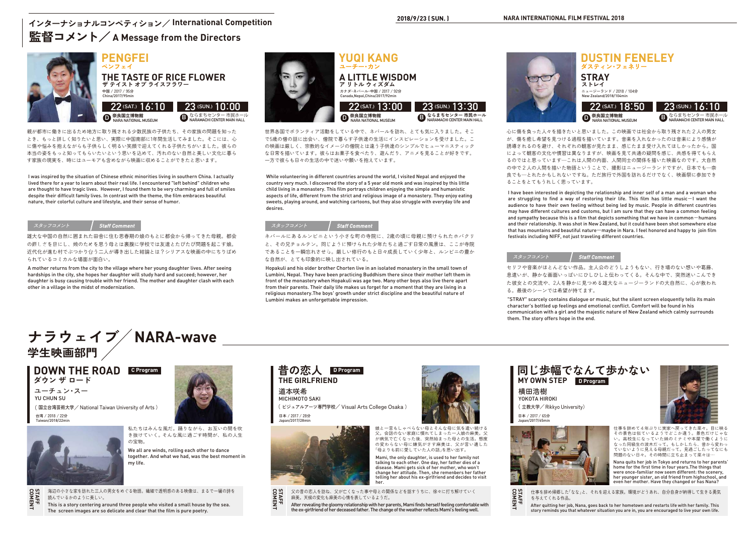# インターナショナルコンペティション／International Competition

## 監督コメント／A Message from the Directors

### PENGFEI
ペンフェイ

#### THE TASTE OF RICE FLOWER
ザ テイスト オブ ライスフラワー

中国 / 2017 / 95分
China/2017/95min

22 (SAT.) 16:10 D 奈良国立博物館 NARA NATIONAL MUSEUM
23 (SUN.) 10:00 B ならまちセンター 市民ホール NARAMACHI CENTER MAIN HALL

親が都市に働きに出るため地方に取り残される少数民族の子供たち、その家族の問題を知ったとき、もっと詳しく知りたいと思い、実際に中国南部に1年間生活してみました。そこには、心に傷や悩みを抱えながらも子供らしく明るい笑顔で迎えてくれる子供たちがいました。彼らの本当の姿をもっと知ってもらいたいという思いを込めて、汚れのない自然と美しい文化に暮らす家族の現実を、時にはユーモアも含めながら映画に収めることができたと思います。

I was inspired by the situation of Chinese ethnic minorities living in southern China. I actually lived there for a year to learn about their real life. I encountered "left behind" children who are thought to have tragic lives. However, I found them to be very charming and full of smiles despite their difficult family lives. In contrast with the theme, the film embraces beautiful nature, their colorful culture and lifestyle, and their sense of humor.

**スタッフコメント / Staff Comment**

雄大な中国の自然に囲まれた田舎に住む思春期の娘のもとに都会から帰ってきた母親。都会の厳しさを目にし、娘のためを思う母とは裏腹に学校では友達とたびたび問題を起こす娘。近代化が進む村でぶつかり合う二人が導き出した結論とは？シリアスな映画の中にちりばめられているコミカルな場面が面白い。

A mother returns from the city to the village where her young daughter lives. After seeing hardships in the city, she hopes her daughter will study hard and succeed; however, her daughter is busy causing trouble with her friend. The mother and daughter clash with each other in a village in the midst of modernization.

### YUQI KANG
ユーチー・カン

#### A LITTLE WISDOM
ア リトル ウィズダム

カナダ・ネパール・中国 / 2017 / 92分
Canada,Nepal,China/2017/92min

22 (SAT.) 13:00 D 奈良国立博物館 NARA NATIONAL MUSEUM
23 (SUN.) 13:30 B ならまちセンター 市民ホール NARAMACHI CENTER MAIN HALL

世界各国でボランティア活動をしている中で、ネパールを訪れ、とても気に入りました。そこで5歳の僧の話に出会い、僧院で暮らす子供達の生活にインスピレーションを受けました。この映画は厳しく、宗教的なイメージの僧院とは違う子供達のシンプルでヒューマニスティックな日常を描いています。彼らはお菓子を食べたり、遊んだり、アニメを見ることが好きです。一方で彼らも日々の生活の中で迷いや願いを抱えています。

While volunteering in different countries around the world, I visited Nepal and enjoyed the country very much. I discovered the story of a 5 year old monk and was inspired by this little child living in a monastery. This film portrays children enjoying the simple and humanistic aspects of life, different from the strict and religious image of a monastery. They enjoy eating sweets, playing around, and watching cartoons, but they also struggle with everyday life and desires.

**スタッフコメント / Staff Comment**

ネパールにあるルンビニという小さな町の寺院に、2歳の頃に母親に預けられたホパクリと、その兄チョルテン。同じように預けられた少年たちと過ごす日常の風景は、ここが寺院であることを一瞬忘れさせる。厳しい修行のもと日々成長していく少年と、ルンビニの豊かな自然が、とても印象的に映し出されている。

Hopakuli and his older brother Chorten live in an isolated monastery in the small town of Lumbini, Nepal. They have been practicing Buddhism there since their mother left them in front of the monastery when Hopakuli was age two. Many other boys also live there apart from their parents. Their daily life makes us forget for a moment that they are living in a religious monastery.The boys' growth under strict discipline and the beautiful nature of Lumbini makes an unforgettable impression.

### DUSTIN FENELEY
ダスティン・フェネリー

#### STRAY
ストレイ

ニュージーランド / 2018 / 104分
New Zealand/2018/104min

22 (SAT.) 18:50 D 奈良国立博物館 NARA NATIONAL MUSEUM
23 (SUN.) 16:10 B ならまちセンター 市民ホール NARAMACHI CENTER MAIN HALL

心に傷を負った人々を描きたいと思いました。この映画では社会から取り残された２人の男女が、傷を癒し希望を見つける過程を描いています。音楽を入れなかったのは音楽により感情が誘導されるのを避け、それぞれの観客が見たまま、感じたまま受け入れてほしかったから。国によって観客の文化や慣習は異なりますが、映画を見て共通の疑問を感じ、共感を得てもらえるのではと思っています—これは人間の内面、人間同士の関係を描いた映画なのです。大自然の中で２人の人間を描いた物語ということで、撮影はニュージーランドですが、日本でも—奈良でも—とれたかもしれないですね。ただ旅行で外国を訪れるだけでなく、映画祭に参加できることをとてもうれしく思っています。

I have been interested in depicting the relationship and inner self of a man and a woman who are struggling to find a way of restoring their life. This film has little music—I want the audience to have their own feeling without being led by music. People in different countries may have different cultures and customs, but I am sure that they can have a common feeling and sympathy because this is a film that depicts something that we have in common—humans and their relationship. It was shot in New Zealand, but it could have been shot somewhere else that has mountains and beautiful nature—maybe in Nara. I feel honored and happy to join film festivals including NIFF, not just traveling different countries.

**スタッフコメント / Staff Comment**

セリフや音楽がほとんどない作品。主人公のどうしようもない、行き場のない想いや葛藤、息遣いが、静かな画面いっぱいにひしひしと伝わってくる。そんな中で、突然迷いこんできた彼女との交流や、2人を静かに見つめる雄大なニュージーランドの大自然に、心が救われる。最後のシーンでは希望が持てます。

"STRAY" scarcely contains dialogue or music, but the silent screen eloquently tells its main character's bottled up feelings and emotional conflict. Comfort will be found in his communication with a girl and the majestic nature of New Zealand which calmly surrounds them. The story offers hope in the end.

# ナラウェイブ／NARA-wave

## 学生映画部門

### DOWN THE ROAD　C Program
ダウン ザ ロード

ユーチュン・スー
YU CHUN SU

（国立台湾芸術大学／National Taiwan University of Arts）

台湾 / 2018 / 22分
Taiwan/2018/22min

私たちはみんな風だ。踊りながら、お互いの間を吹き抜けていく。そんな風に過ごす時間が、私の人生の宝物。

We all are winds, rolling each other to dance together. And what we had, was the best moment in my life.

**STAFF COMENT**

海辺の小さな家を訪れた三人の男女をめぐる物語。繊細で透明感のある映像は、まるで一編の詩を読んでいるかのように美しい。

This is a story centering around three people who visited a small house by the sea. The screen images are so delicate and clear that the film is pure poetry.

### 昔の恋人　D Program
THE GIRLFRIEND

道本咲希
MICHIMOTO SAKI

（ビジュアルアーツ専門学校／Visual Arts College Osaka）

日本 / 2017 / 28分
Japan/2017/28min

娘と一言もしゃべらない母とそんな母に気を遣い続ける父。会話のない家庭に慣れてしまった一人娘の麻美。父が病気で亡くなった後、突然始まった母との生活。態度の変わらない母に嫌気がさす麻美は、父が言い遺した「母よりも前に愛していた人の話」を思い出す。

Mami, the only daughter, is used to her family not talking to each other. One day, her father dies of a disease. Mami gets sick of her mother, who won't change her attitude. Then, she remembers her father telling her about his ex-girlfriend and decides to visit her.

**STAFF COMENT**

父の昔の恋人を訪ね、父が亡くなった事や母との関係などを話すうちに、徐々に打ち解けていく麻美。天候の変化も麻美の心情を表しているようだ。

After revealing the gloomy relationship with her parents, Mami finds herself feeling comfortable with the ex-girlfriend of her deceased father. The change of the weather reflects Mami's feeling well.

### 同じ歩幅でなんて歩かない　D Program
MY OWN STEP

横田浩樹
YOKOTA HIROKI

（立教大学／Rikkyo University）

日本 / 2017 / 65分
Japan/2017/65min

仕事を辞めて４年ぶりに実家へ戻ってきた菜々。目に映るその景色は似ているようでどこか違う。景色だけじゃない。高校生になっていた妹のミナミや本屋で働くようになった同級生の渡木だって。もしかしたら、昔から変わっていないように見える母親だって。見過ごしたってなにも問題のない日々。その時間に立ち止まって菜々は…

Nana quits her job in Tokyo and returns to her parents' home for the first time in four years.The things that were once-familiar now seem different: the scenery, her younger sister, an old friend from highschool, and even her mother. Have they changed or has Nana?

**STAFF COMENT**

仕事を辞め帰郷した「なな」と、それを迎える家族。環境がどうあれ、自分自身が納得して生きる勇気を与えてくれる作品。

After quitting her job, Nana, goes back to her hometown and restarts life with her family. This story reminds you that whatever situation you are in, you are encouraged to live your own life.